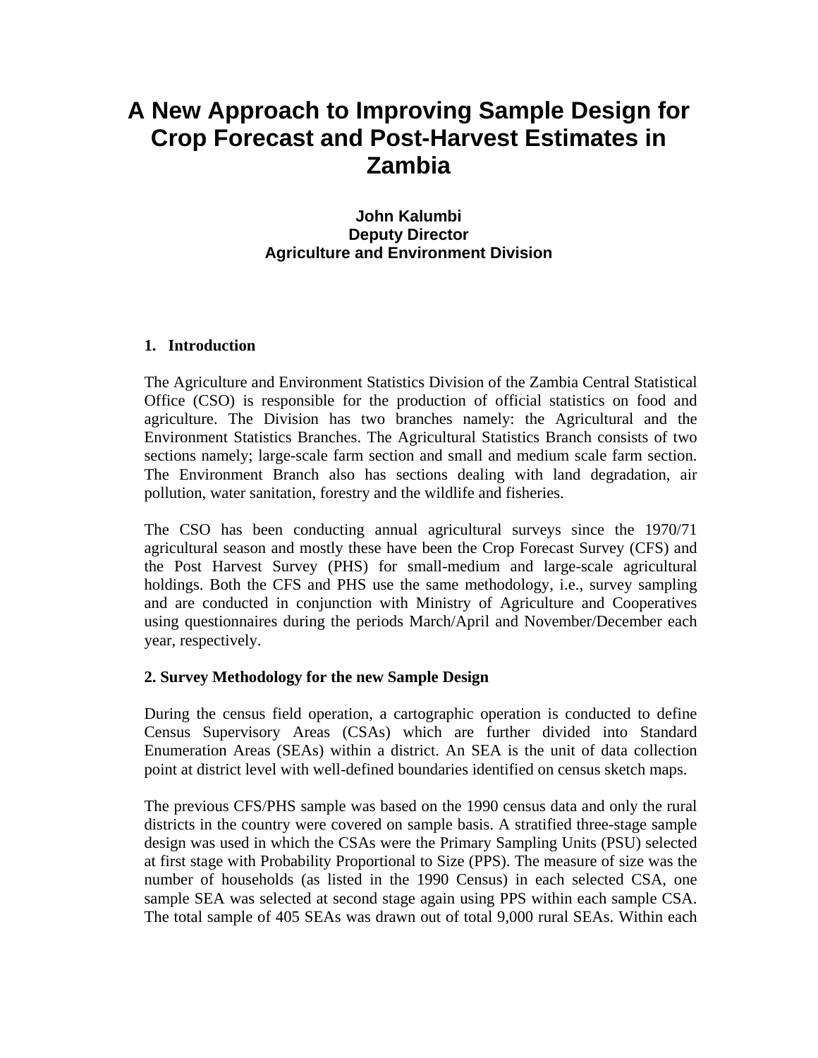# A New Approach to Improving Sample Design for Crop Forecast and Post-Harvest Estimates in Zambia

**John Kalumbi**
**Deputy Director**
**Agriculture and Environment Division**

## 1. Introduction

The Agriculture and Environment Statistics Division of the Zambia Central Statistical Office (CSO) is responsible for the production of official statistics on food and agriculture. The Division has two branches namely: the Agricultural and the Environment Statistics Branches. The Agricultural Statistics Branch consists of two sections namely; large-scale farm section and small and medium scale farm section. The Environment Branch also has sections dealing with land degradation, air pollution, water sanitation, forestry and the wildlife and fisheries.

The CSO has been conducting annual agricultural surveys since the 1970/71 agricultural season and mostly these have been the Crop Forecast Survey (CFS) and the Post Harvest Survey (PHS) for small-medium and large-scale agricultural holdings. Both the CFS and PHS use the same methodology, i.e., survey sampling and are conducted in conjunction with Ministry of Agriculture and Cooperatives using questionnaires during the periods March/April and November/December each year, respectively.

## 2. Survey Methodology for the new Sample Design

During the census field operation, a cartographic operation is conducted to define Census Supervisory Areas (CSAs) which are further divided into Standard Enumeration Areas (SEAs) within a district. An SEA is the unit of data collection point at district level with well-defined boundaries identified on census sketch maps.

The previous CFS/PHS sample was based on the 1990 census data and only the rural districts in the country were covered on sample basis. A stratified three-stage sample design was used in which the CSAs were the Primary Sampling Units (PSU) selected at first stage with Probability Proportional to Size (PPS). The measure of size was the number of households (as listed in the 1990 Census) in each selected CSA, one sample SEA was selected at second stage again using PPS within each sample CSA. The total sample of 405 SEAs was drawn out of total 9,000 rural SEAs. Within each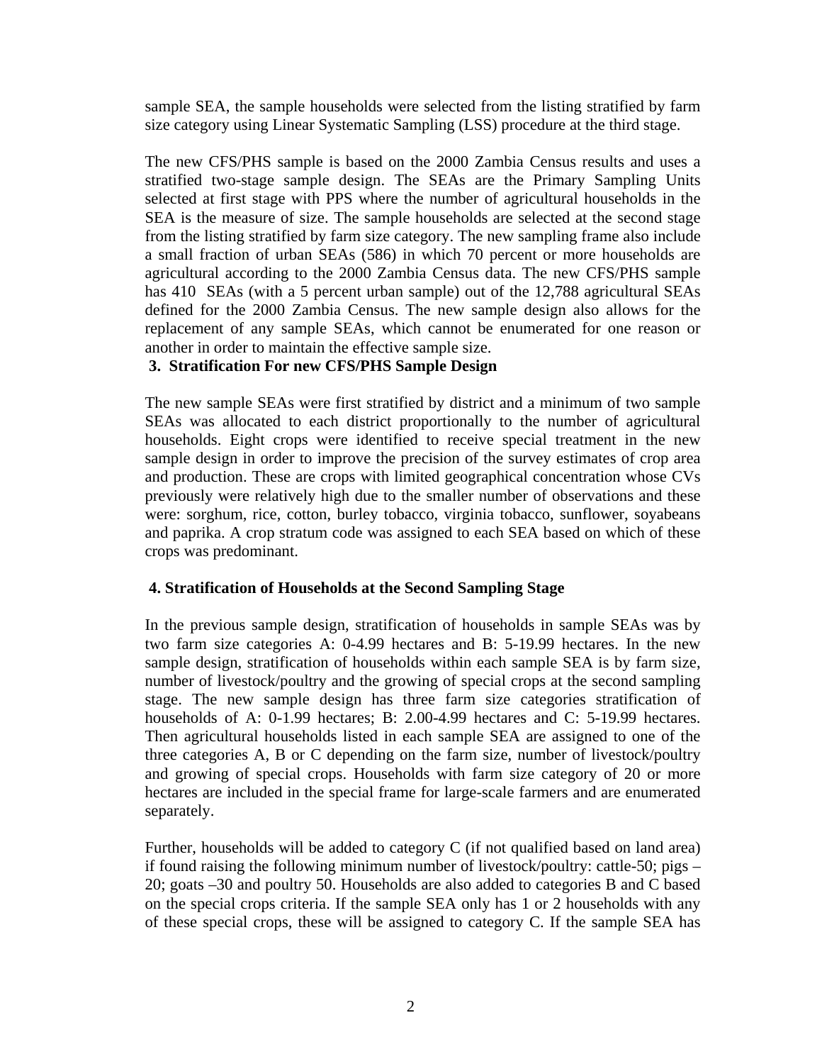sample SEA, the sample households were selected from the listing stratified by farm size category using Linear Systematic Sampling (LSS) procedure at the third stage.

The new CFS/PHS sample is based on the 2000 Zambia Census results and uses a stratified two-stage sample design. The SEAs are the Primary Sampling Units selected at first stage with PPS where the number of agricultural households in the SEA is the measure of size. The sample households are selected at the second stage from the listing stratified by farm size category. The new sampling frame also include a small fraction of urban SEAs (586) in which 70 percent or more households are agricultural according to the 2000 Zambia Census data. The new CFS/PHS sample has 410 SEAs (with a 5 percent urban sample) out of the 12,788 agricultural SEAs defined for the 2000 Zambia Census. The new sample design also allows for the replacement of any sample SEAs, which cannot be enumerated for one reason or another in order to maintain the effective sample size.

## 3. Stratification For new CFS/PHS Sample Design

The new sample SEAs were first stratified by district and a minimum of two sample SEAs was allocated to each district proportionally to the number of agricultural households. Eight crops were identified to receive special treatment in the new sample design in order to improve the precision of the survey estimates of crop area and production. These are crops with limited geographical concentration whose CVs previously were relatively high due to the smaller number of observations and these were: sorghum, rice, cotton, burley tobacco, virginia tobacco, sunflower, soyabeans and paprika. A crop stratum code was assigned to each SEA based on which of these crops was predominant.

## 4. Stratification of Households at the Second Sampling Stage

In the previous sample design, stratification of households in sample SEAs was by two farm size categories A: 0-4.99 hectares and B: 5-19.99 hectares. In the new sample design, stratification of households within each sample SEA is by farm size, number of livestock/poultry and the growing of special crops at the second sampling stage. The new sample design has three farm size categories stratification of households of A: 0-1.99 hectares; B: 2.00-4.99 hectares and C: 5-19.99 hectares. Then agricultural households listed in each sample SEA are assigned to one of the three categories A, B or C depending on the farm size, number of livestock/poultry and growing of special crops. Households with farm size category of 20 or more hectares are included in the special frame for large-scale farmers and are enumerated separately.

Further, households will be added to category C (if not qualified based on land area) if found raising the following minimum number of livestock/poultry: cattle-50; pigs – 20; goats –30 and poultry 50. Households are also added to categories B and C based on the special crops criteria. If the sample SEA only has 1 or 2 households with any of these special crops, these will be assigned to category C. If the sample SEA has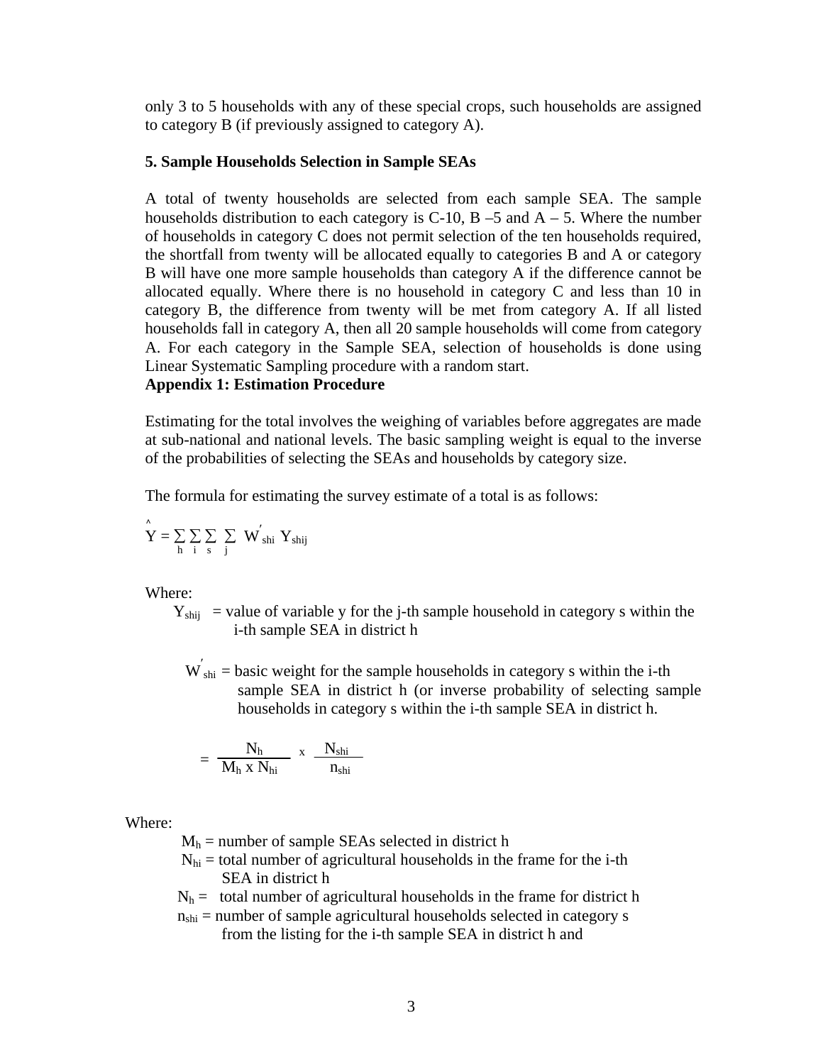only 3 to 5 households with any of these special crops, such households are assigned to category B (if previously assigned to category A).

## 5. Sample Households Selection in Sample SEAs

A total of twenty households are selected from each sample SEA. The sample households distribution to each category is C-10, B –5 and A – 5. Where the number of households in category C does not permit selection of the ten households required, the shortfall from twenty will be allocated equally to categories B and A or category B will have one more sample households than category A if the difference cannot be allocated equally. Where there is no household in category C and less than 10 in category B, the difference from twenty will be met from category A. If all listed households fall in category A, then all 20 sample households will come from category A. For each category in the Sample SEA, selection of households is done using Linear Systematic Sampling procedure with a random start.

## Appendix 1: Estimation Procedure

Estimating for the total involves the weighing of variables before aggregates are made at sub-national and national levels. The basic sampling weight is equal to the inverse of the probabilities of selecting the SEAs and households by category size.

The formula for estimating the survey estimate of a total is as follows:

$$\hat{Y} = \sum_{h} \sum_{i} \sum_{s} \sum_{j} W'_{shi} \, Y_{shij}$$

Where:

$Y_{shij}$ = value of variable y for the j-th sample household in category s within the i-th sample SEA in district h

$W'_{shi}$ = basic weight for the sample households in category s within the i-th sample SEA in district h (or inverse probability of selecting sample households in category s within the i-th sample SEA in district h.

$$= \frac{N_h}{M_h \times N_{hi}} \times \frac{N_{shi}}{n_{shi}}$$

Where:

$M_h$ = number of sample SEAs selected in district h

$N_{hi}$ = total number of agricultural households in the frame for the i-th SEA in district h

$N_h$ = total number of agricultural households in the frame for district h

$n_{shi}$ = number of sample agricultural households selected in category s from the listing for the i-th sample SEA in district h and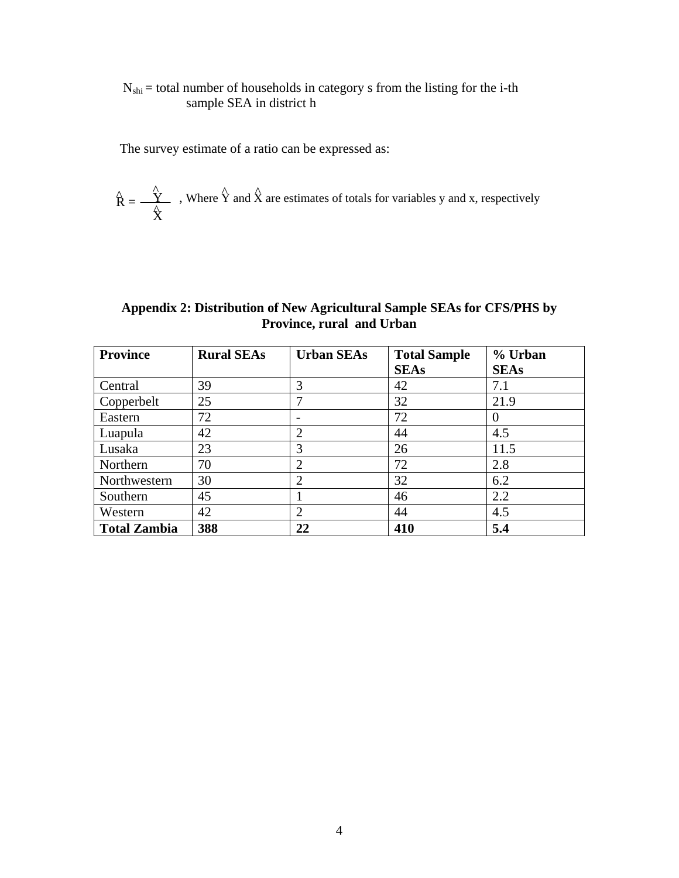$N_{shi}$ = total number of households in category s from the listing for the i-th sample SEA in district h

The survey estimate of a ratio can be expressed as:

$$\hat{R} = \frac{\hat{Y}}{\hat{X}}$$ , Where $\hat{Y}$ and $\hat{X}$ are estimates of totals for variables y and x, respectively

**Appendix 2: Distribution of New Agricultural Sample SEAs for CFS/PHS by Province, rural and Urban**

| Province | Rural SEAs | Urban SEAs | Total Sample SEAs | % Urban SEAs |
|---|---|---|---|---|
| Central | 39 | 3 | 42 | 7.1 |
| Copperbelt | 25 | 7 | 32 | 21.9 |
| Eastern | 72 | - | 72 | 0 |
| Luapula | 42 | 2 | 44 | 4.5 |
| Lusaka | 23 | 3 | 26 | 11.5 |
| Northern | 70 | 2 | 72 | 2.8 |
| Northwestern | 30 | 2 | 32 | 6.2 |
| Southern | 45 | 1 | 46 | 2.2 |
| Western | 42 | 2 | 44 | 4.5 |
| **Total Zambia** | **388** | **22** | **410** | **5.4** |